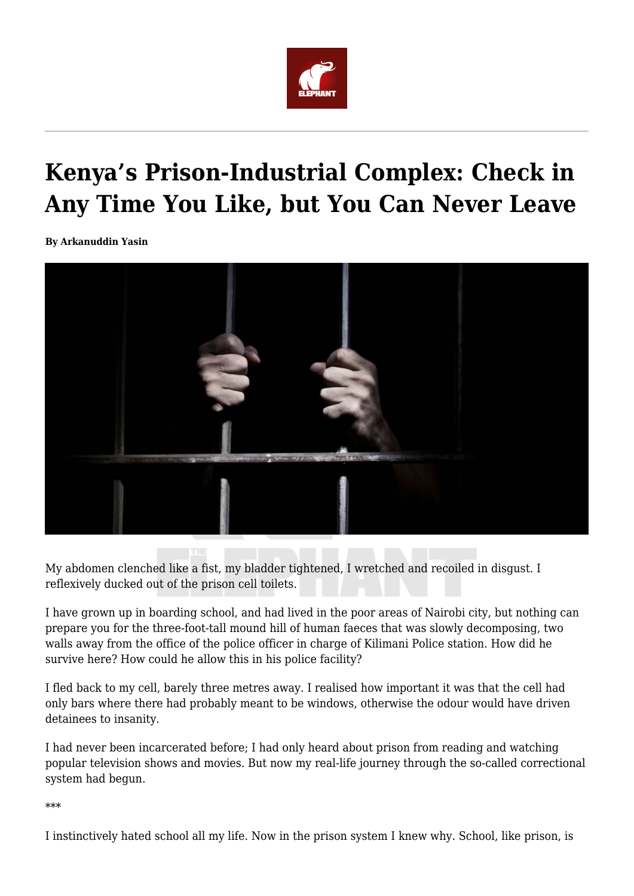# Kenya's Prison-Industrial Complex: Check in Any Time You Like, but You Can Never Leave

**By Arkanuddin Yasin**

My abdomen clenched like a fist, my bladder tightened, I wretched and recoiled in disgust. I reflexively ducked out of the prison cell toilets.

I have grown up in boarding school, and had lived in the poor areas of Nairobi city, but nothing can prepare you for the three-foot-tall mound hill of human faeces that was slowly decomposing, two walls away from the office of the police officer in charge of Kilimani Police station. How did he survive here? How could he allow this in his police facility?

I fled back to my cell, barely three metres away. I realised how important it was that the cell had only bars where there had probably meant to be windows, otherwise the odour would have driven detainees to insanity.

I had never been incarcerated before; I had only heard about prison from reading and watching popular television shows and movies. But now my real-life journey through the so-called correctional system had begun.

***

I instinctively hated school all my life. Now in the prison system I knew why. School, like prison, is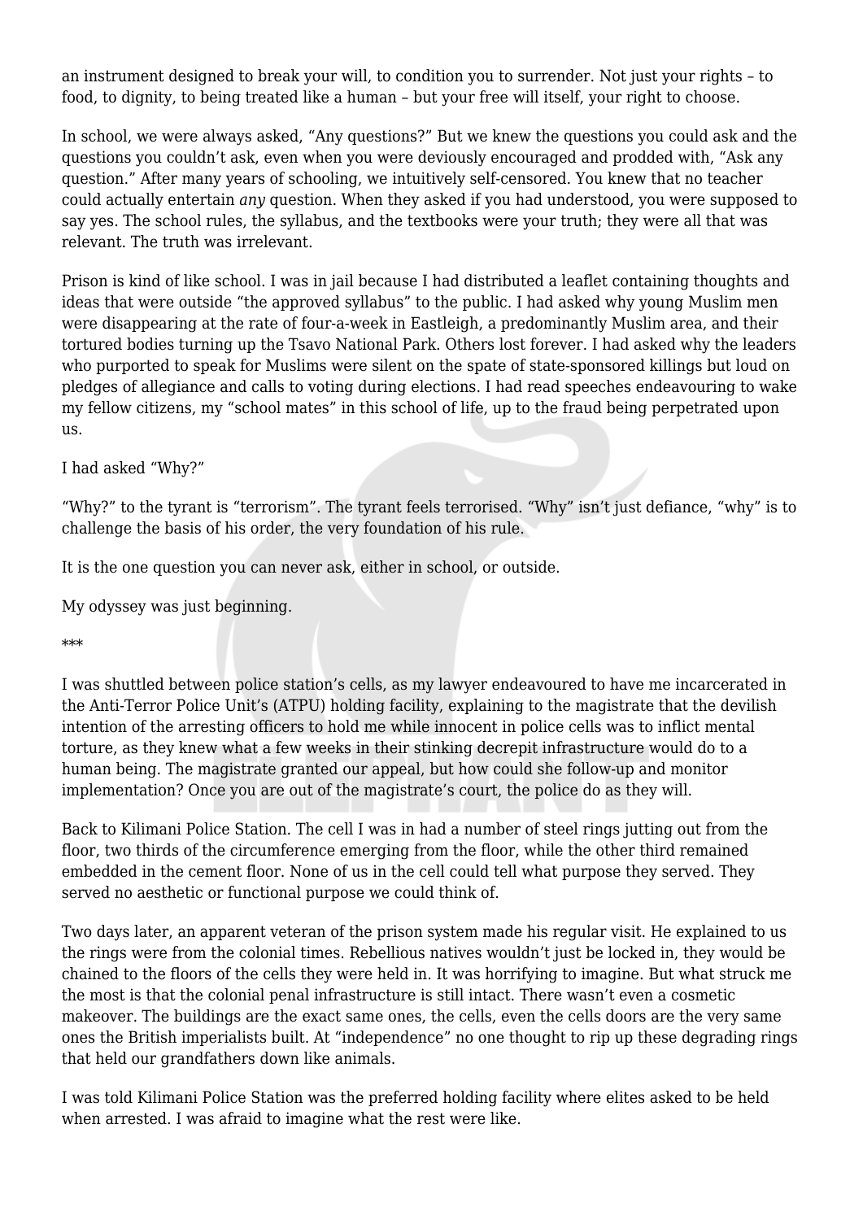an instrument designed to break your will, to condition you to surrender. Not just your rights – to food, to dignity, to being treated like a human – but your free will itself, your right to choose.

In school, we were always asked, "Any questions?" But we knew the questions you could ask and the questions you couldn't ask, even when you were deviously encouraged and prodded with, "Ask any question." After many years of schooling, we intuitively self-censored. You knew that no teacher could actually entertain *any* question. When they asked if you had understood, you were supposed to say yes. The school rules, the syllabus, and the textbooks were your truth; they were all that was relevant. The truth was irrelevant.

Prison is kind of like school. I was in jail because I had distributed a leaflet containing thoughts and ideas that were outside "the approved syllabus" to the public. I had asked why young Muslim men were disappearing at the rate of four-a-week in Eastleigh, a predominantly Muslim area, and their tortured bodies turning up the Tsavo National Park. Others lost forever. I had asked why the leaders who purported to speak for Muslims were silent on the spate of state-sponsored killings but loud on pledges of allegiance and calls to voting during elections. I had read speeches endeavouring to wake my fellow citizens, my "school mates" in this school of life, up to the fraud being perpetrated upon us.

I had asked "Why?"

"Why?" to the tyrant is "terrorism". The tyrant feels terrorised. "Why" isn't just defiance, "why" is to challenge the basis of his order, the very foundation of his rule.

It is the one question you can never ask, either in school, or outside.

My odyssey was just beginning.

***

I was shuttled between police station's cells, as my lawyer endeavoured to have me incarcerated in the Anti-Terror Police Unit's (ATPU) holding facility, explaining to the magistrate that the devilish intention of the arresting officers to hold me while innocent in police cells was to inflict mental torture, as they knew what a few weeks in their stinking decrepit infrastructure would do to a human being. The magistrate granted our appeal, but how could she follow-up and monitor implementation? Once you are out of the magistrate's court, the police do as they will.

Back to Kilimani Police Station. The cell I was in had a number of steel rings jutting out from the floor, two thirds of the circumference emerging from the floor, while the other third remained embedded in the cement floor. None of us in the cell could tell what purpose they served. They served no aesthetic or functional purpose we could think of.

Two days later, an apparent veteran of the prison system made his regular visit. He explained to us the rings were from the colonial times. Rebellious natives wouldn't just be locked in, they would be chained to the floors of the cells they were held in. It was horrifying to imagine. But what struck me the most is that the colonial penal infrastructure is still intact. There wasn't even a cosmetic makeover. The buildings are the exact same ones, the cells, even the cells doors are the very same ones the British imperialists built. At "independence" no one thought to rip up these degrading rings that held our grandfathers down like animals.

I was told Kilimani Police Station was the preferred holding facility where elites asked to be held when arrested. I was afraid to imagine what the rest were like.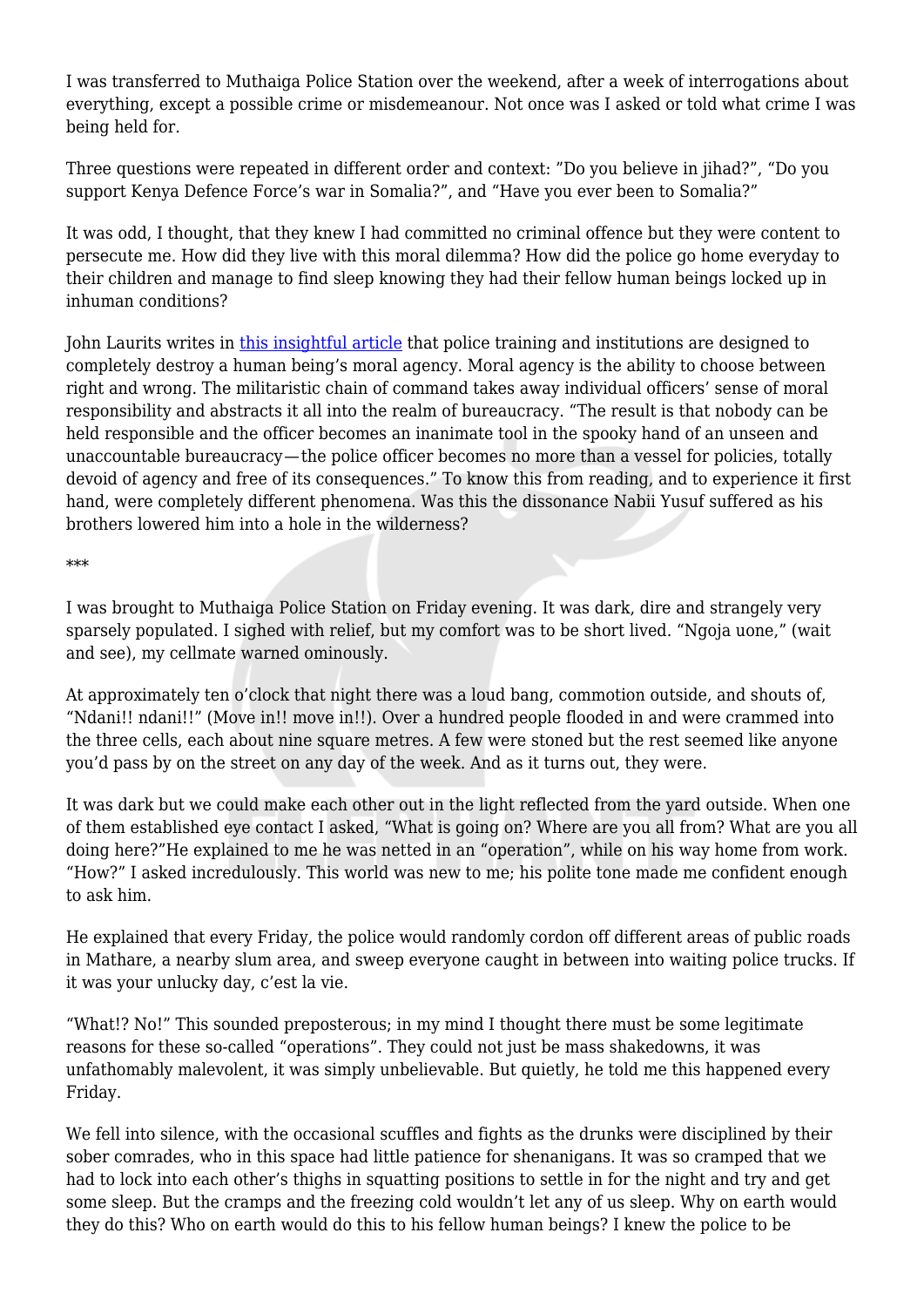I was transferred to Muthaiga Police Station over the weekend, after a week of interrogations about everything, except a possible crime or misdemeanour. Not once was I asked or told what crime I was being held for.

Three questions were repeated in different order and context: "Do you believe in jihad?", "Do you support Kenya Defence Force's war in Somalia?", and "Have you ever been to Somalia?"

It was odd, I thought, that they knew I had committed no criminal offence but they were content to persecute me. How did they live with this moral dilemma? How did the police go home everyday to their children and manage to find sleep knowing they had their fellow human beings locked up in inhuman conditions?

John Laurits writes in [this insightful article] that police training and institutions are designed to completely destroy a human being's moral agency. Moral agency is the ability to choose between right and wrong. The militaristic chain of command takes away individual officers' sense of moral responsibility and abstracts it all into the realm of bureaucracy. "The result is that nobody can be held responsible and the officer becomes an inanimate tool in the spooky hand of an unseen and unaccountable bureaucracy—the police officer becomes no more than a vessel for policies, totally devoid of agency and free of its consequences." To know this from reading, and to experience it first hand, were completely different phenomena. Was this the dissonance Nabii Yusuf suffered as his brothers lowered him into a hole in the wilderness?

***

I was brought to Muthaiga Police Station on Friday evening. It was dark, dire and strangely very sparsely populated. I sighed with relief, but my comfort was to be short lived. "Ngoja uone," (wait and see), my cellmate warned ominously.

At approximately ten o'clock that night there was a loud bang, commotion outside, and shouts of, "Ndani!! ndani!!" (Move in!! move in!!). Over a hundred people flooded in and were crammed into the three cells, each about nine square metres. A few were stoned but the rest seemed like anyone you'd pass by on the street on any day of the week. And as it turns out, they were.

It was dark but we could make each other out in the light reflected from the yard outside. When one of them established eye contact I asked, "What is going on? Where are you all from? What are you all doing here?"He explained to me he was netted in an "operation", while on his way home from work. "How?" I asked incredulously. This world was new to me; his polite tone made me confident enough to ask him.

He explained that every Friday, the police would randomly cordon off different areas of public roads in Mathare, a nearby slum area, and sweep everyone caught in between into waiting police trucks. If it was your unlucky day, c'est la vie.

"What!? No!" This sounded preposterous; in my mind I thought there must be some legitimate reasons for these so-called "operations". They could not just be mass shakedowns, it was unfathomably malevolent, it was simply unbelievable. But quietly, he told me this happened every Friday.

We fell into silence, with the occasional scuffles and fights as the drunks were disciplined by their sober comrades, who in this space had little patience for shenanigans. It was so cramped that we had to lock into each other's thighs in squatting positions to settle in for the night and try and get some sleep. But the cramps and the freezing cold wouldn't let any of us sleep. Why on earth would they do this? Who on earth would do this to his fellow human beings? I knew the police to be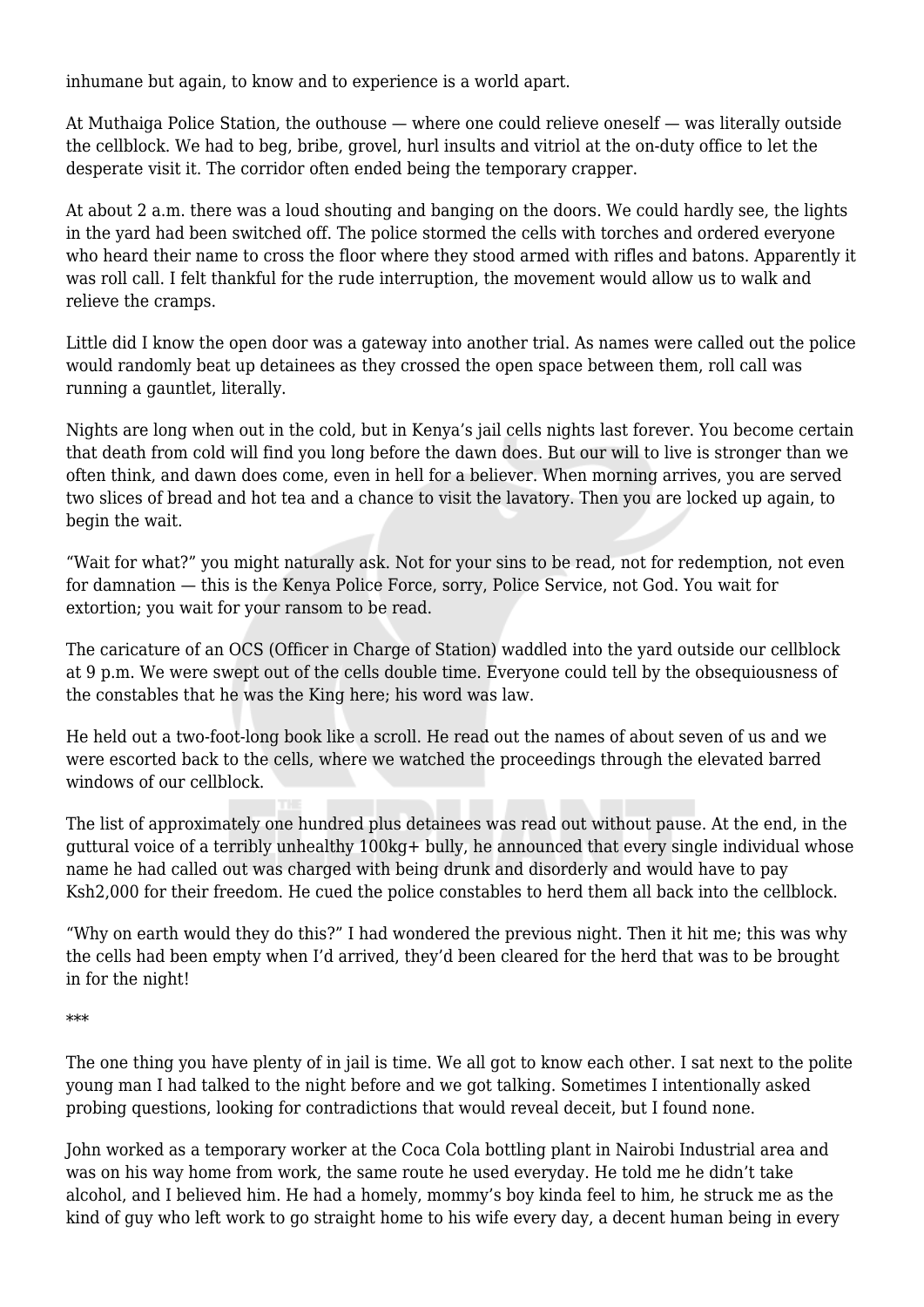inhumane but again, to know and to experience is a world apart.

At Muthaiga Police Station, the outhouse — where one could relieve oneself — was literally outside the cellblock. We had to beg, bribe, grovel, hurl insults and vitriol at the on-duty office to let the desperate visit it. The corridor often ended being the temporary crapper.

At about 2 a.m. there was a loud shouting and banging on the doors. We could hardly see, the lights in the yard had been switched off. The police stormed the cells with torches and ordered everyone who heard their name to cross the floor where they stood armed with rifles and batons. Apparently it was roll call. I felt thankful for the rude interruption, the movement would allow us to walk and relieve the cramps.

Little did I know the open door was a gateway into another trial. As names were called out the police would randomly beat up detainees as they crossed the open space between them, roll call was running a gauntlet, literally.

Nights are long when out in the cold, but in Kenya's jail cells nights last forever. You become certain that death from cold will find you long before the dawn does. But our will to live is stronger than we often think, and dawn does come, even in hell for a believer. When morning arrives, you are served two slices of bread and hot tea and a chance to visit the lavatory. Then you are locked up again, to begin the wait.

"Wait for what?" you might naturally ask. Not for your sins to be read, not for redemption, not even for damnation — this is the Kenya Police Force, sorry, Police Service, not God. You wait for extortion; you wait for your ransom to be read.

The caricature of an OCS (Officer in Charge of Station) waddled into the yard outside our cellblock at 9 p.m. We were swept out of the cells double time. Everyone could tell by the obsequiousness of the constables that he was the King here; his word was law.

He held out a two-foot-long book like a scroll. He read out the names of about seven of us and we were escorted back to the cells, where we watched the proceedings through the elevated barred windows of our cellblock.

The list of approximately one hundred plus detainees was read out without pause. At the end, in the guttural voice of a terribly unhealthy 100kg+ bully, he announced that every single individual whose name he had called out was charged with being drunk and disorderly and would have to pay Ksh2,000 for their freedom. He cued the police constables to herd them all back into the cellblock.

"Why on earth would they do this?" I had wondered the previous night. Then it hit me; this was why the cells had been empty when I'd arrived, they'd been cleared for the herd that was to be brought in for the night!

***

The one thing you have plenty of in jail is time. We all got to know each other. I sat next to the polite young man I had talked to the night before and we got talking. Sometimes I intentionally asked probing questions, looking for contradictions that would reveal deceit, but I found none.

John worked as a temporary worker at the Coca Cola bottling plant in Nairobi Industrial area and was on his way home from work, the same route he used everyday. He told me he didn't take alcohol, and I believed him. He had a homely, mommy's boy kinda feel to him, he struck me as the kind of guy who left work to go straight home to his wife every day, a decent human being in every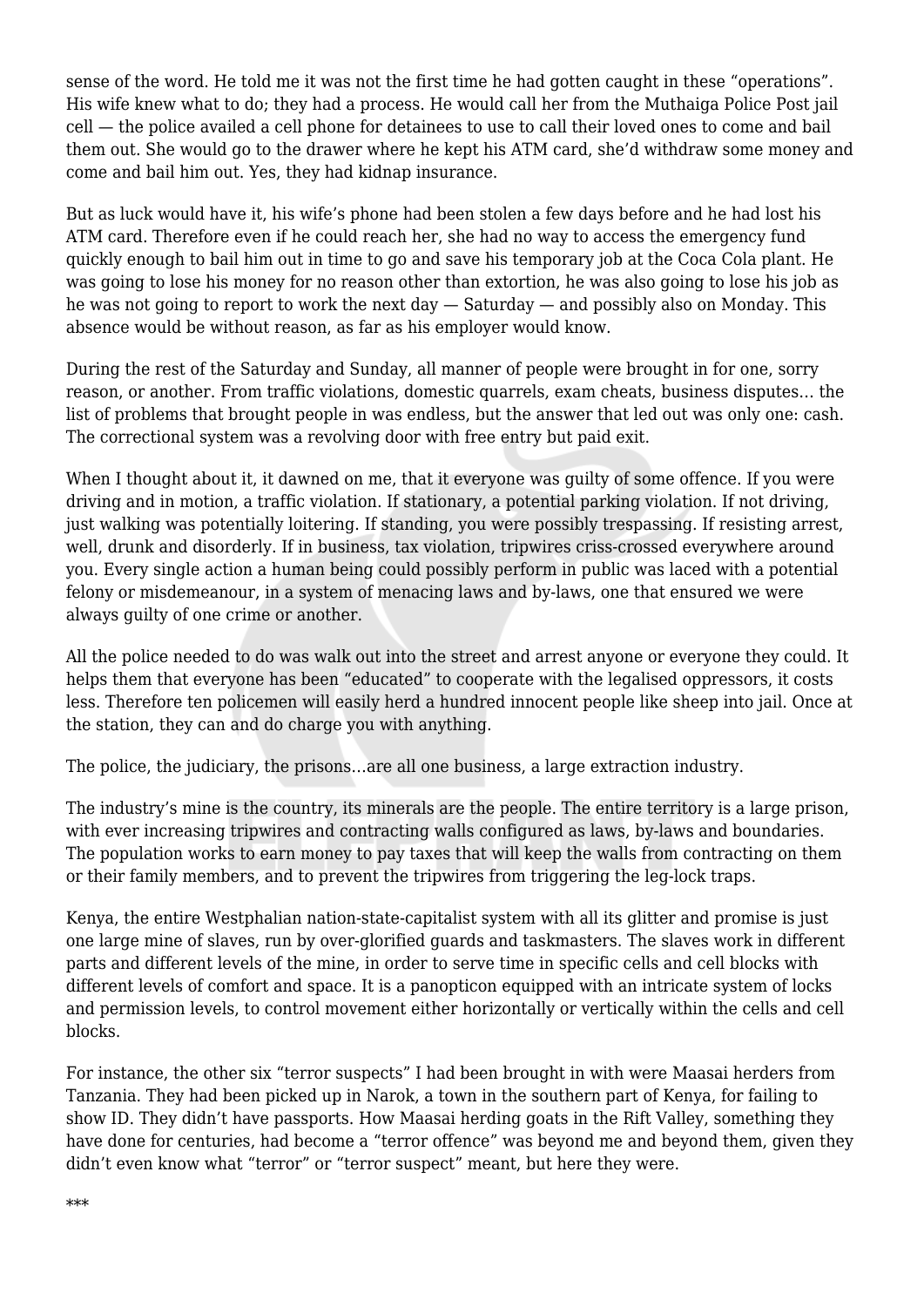sense of the word. He told me it was not the first time he had gotten caught in these "operations". His wife knew what to do; they had a process. He would call her from the Muthaiga Police Post jail cell — the police availed a cell phone for detainees to use to call their loved ones to come and bail them out. She would go to the drawer where he kept his ATM card, she'd withdraw some money and come and bail him out. Yes, they had kidnap insurance.

But as luck would have it, his wife's phone had been stolen a few days before and he had lost his ATM card. Therefore even if he could reach her, she had no way to access the emergency fund quickly enough to bail him out in time to go and save his temporary job at the Coca Cola plant. He was going to lose his money for no reason other than extortion, he was also going to lose his job as he was not going to report to work the next day — Saturday — and possibly also on Monday. This absence would be without reason, as far as his employer would know.

During the rest of the Saturday and Sunday, all manner of people were brought in for one, sorry reason, or another. From traffic violations, domestic quarrels, exam cheats, business disputes… the list of problems that brought people in was endless, but the answer that led out was only one: cash. The correctional system was a revolving door with free entry but paid exit.

When I thought about it, it dawned on me, that it everyone was guilty of some offence. If you were driving and in motion, a traffic violation. If stationary, a potential parking violation. If not driving, just walking was potentially loitering. If standing, you were possibly trespassing. If resisting arrest, well, drunk and disorderly. If in business, tax violation, tripwires criss-crossed everywhere around you. Every single action a human being could possibly perform in public was laced with a potential felony or misdemeanour, in a system of menacing laws and by-laws, one that ensured we were always guilty of one crime or another.

All the police needed to do was walk out into the street and arrest anyone or everyone they could. It helps them that everyone has been "educated" to cooperate with the legalised oppressors, it costs less. Therefore ten policemen will easily herd a hundred innocent people like sheep into jail. Once at the station, they can and do charge you with anything.

The police, the judiciary, the prisons…are all one business, a large extraction industry.

The industry's mine is the country, its minerals are the people. The entire territory is a large prison, with ever increasing tripwires and contracting walls configured as laws, by-laws and boundaries. The population works to earn money to pay taxes that will keep the walls from contracting on them or their family members, and to prevent the tripwires from triggering the leg-lock traps.

Kenya, the entire Westphalian nation-state-capitalist system with all its glitter and promise is just one large mine of slaves, run by over-glorified guards and taskmasters. The slaves work in different parts and different levels of the mine, in order to serve time in specific cells and cell blocks with different levels of comfort and space. It is a panopticon equipped with an intricate system of locks and permission levels, to control movement either horizontally or vertically within the cells and cell blocks.

For instance, the other six "terror suspects" I had been brought in with were Maasai herders from Tanzania. They had been picked up in Narok, a town in the southern part of Kenya, for failing to show ID. They didn't have passports. How Maasai herding goats in the Rift Valley, something they have done for centuries, had become a "terror offence" was beyond me and beyond them, given they didn't even know what "terror" or "terror suspect" meant, but here they were.

***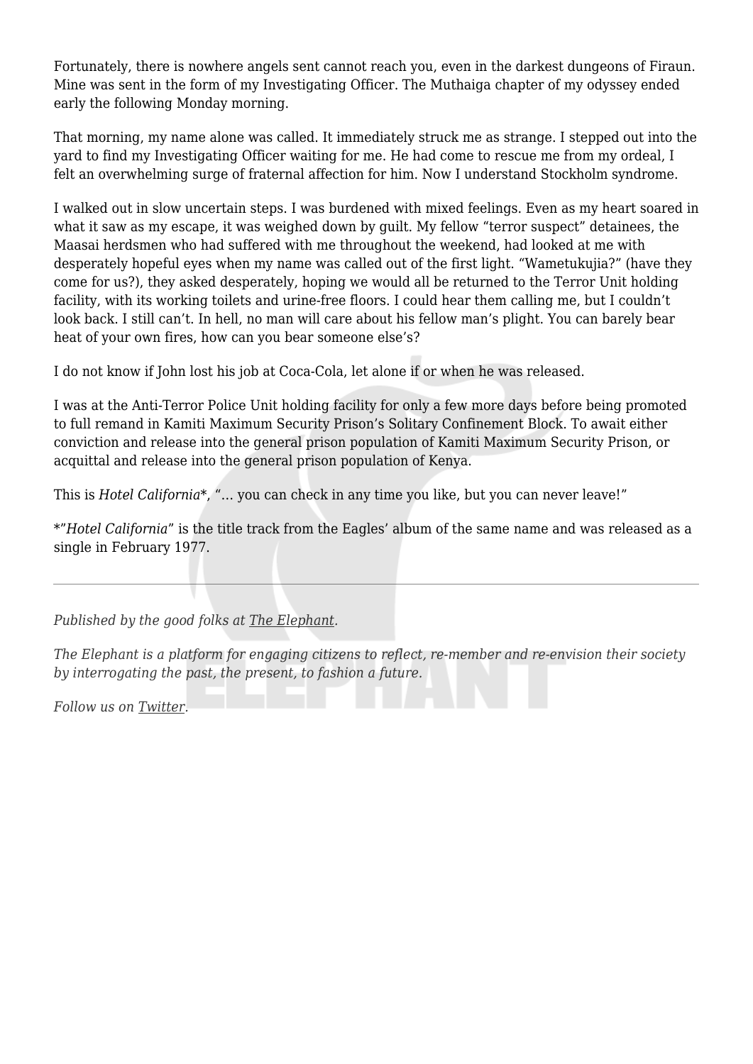Fortunately, there is nowhere angels sent cannot reach you, even in the darkest dungeons of Firaun. Mine was sent in the form of my Investigating Officer. The Muthaiga chapter of my odyssey ended early the following Monday morning.

That morning, my name alone was called. It immediately struck me as strange. I stepped out into the yard to find my Investigating Officer waiting for me. He had come to rescue me from my ordeal, I felt an overwhelming surge of fraternal affection for him. Now I understand Stockholm syndrome.

I walked out in slow uncertain steps. I was burdened with mixed feelings. Even as my heart soared in what it saw as my escape, it was weighed down by guilt. My fellow "terror suspect" detainees, the Maasai herdsmen who had suffered with me throughout the weekend, had looked at me with desperately hopeful eyes when my name was called out of the first light. "Wametukujia?" (have they come for us?), they asked desperately, hoping we would all be returned to the Terror Unit holding facility, with its working toilets and urine-free floors. I could hear them calling me, but I couldn't look back. I still can't. In hell, no man will care about his fellow man's plight. You can barely bear heat of your own fires, how can you bear someone else's?

I do not know if John lost his job at Coca-Cola, let alone if or when he was released.

I was at the Anti-Terror Police Unit holding facility for only a few more days before being promoted to full remand in Kamiti Maximum Security Prison's Solitary Confinement Block. To await either conviction and release into the general prison population of Kamiti Maximum Security Prison, or acquittal and release into the general prison population of Kenya.

This is *Hotel California**, "… you can check in any time you like, but you can never leave!"

*"*Hotel California*" is the title track from the Eagles' album of the same name and was released as a single in February 1977.

---

*Published by the good folks at The Elephant.*

*The Elephant is a platform for engaging citizens to reflect, re-member and re-envision their society by interrogating the past, the present, to fashion a future.*

*Follow us on Twitter.*